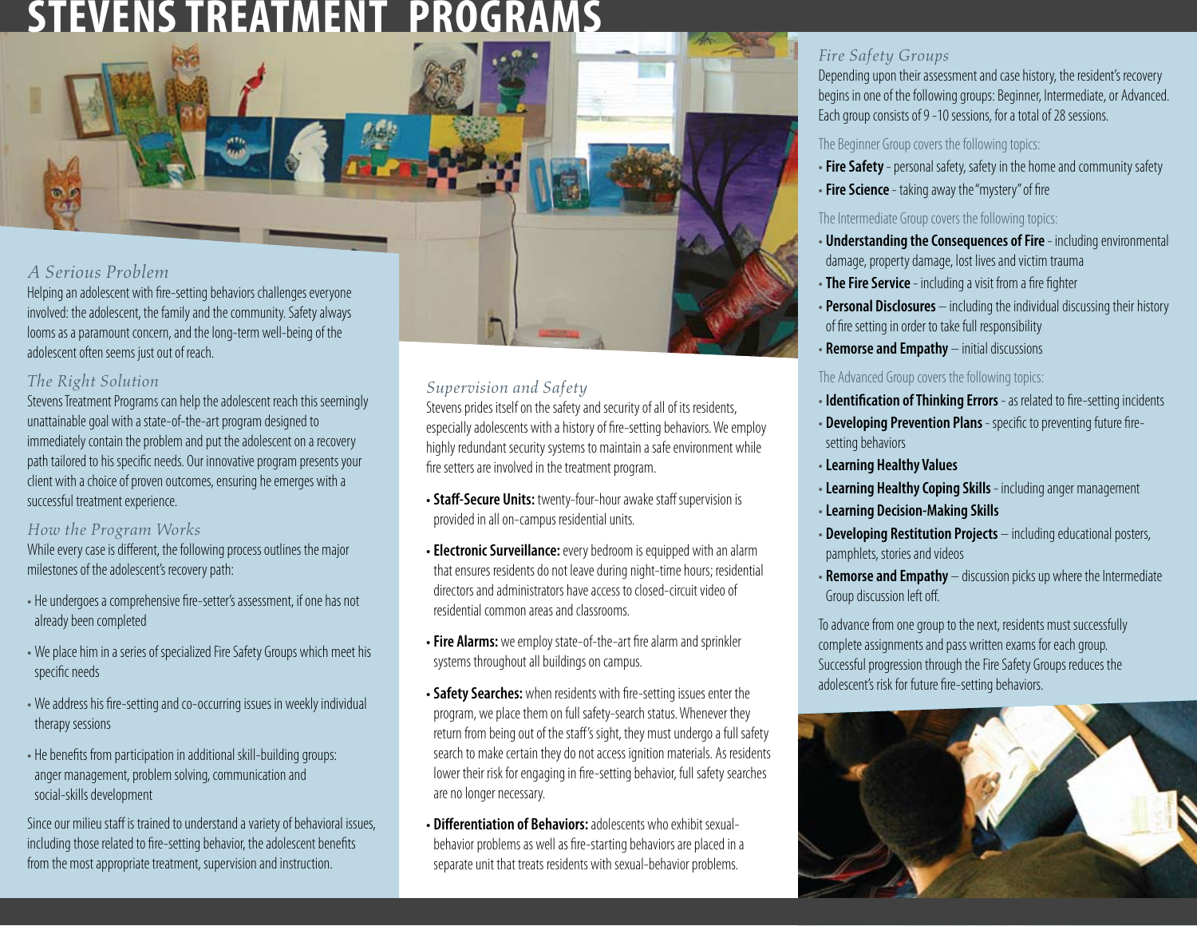# STEVENS TREATMENT PROGRAMS

### *A Serious Problem*

Helping an adolescent with fire-setting behaviors challenges everyone involved: the adolescent, the family and the community. Safety always looms as a paramount concern, and the long-term well-being of the adolescent often seems just out of reach.

### *The Right Solution*

Stevens Treatment Programs can help the adolescent reach this seemingly unattainable goal with a state-of-the-art program designed to immediately contain the problem and put the adolescent on a recovery path tailored to his specific needs. Our innovative program presents your client with a choice of proven outcomes, ensuring he emerges with a successful treatment experience.

### *How the Program Works*

While every case is different, the following process outlines the major milestones of the adolescent's recovery path:

- He undergoes a comprehensive fire-setter's assessment, if one has not already been completed
- We place him in a series of specialized Fire Safety Groups which meet his specific needs
- We address his fire-setting and co-occurring issues in weekly individual therapy sessions
- He benefits from participation in additional skill-building groups: anger management, problem solving, communication and social-skills development

Since our milieu staff is trained to understand a variety of behavioral issues, including those related to fire-setting behavior, the adolescent benefits from the most appropriate treatment, supervision and instruction.

### *Supervision and Safety*

Stevens prides itself on the safety and security of all of its residents, especially adolescents with a history of fire-setting behaviors. We employ highly redundant security systems to maintain a safe environment while fire setters are involved in the treatment program.

- **Staff-Secure Units:** twenty-four-hour awake staff supervision is provided in all on-campus residential units.
- **Electronic Surveillance:** every bedroom is equipped with an alarm that ensures residents do not leave during night-time hours; residential directors and administrators have access to closed-circuit video of residential common areas and classrooms.
- **Fire Alarms:** we employ state-of-the-art fire alarm and sprinkler systems throughout all buildings on campus.
- **Safety Searches:** when residents with fire-setting issues enter the program, we place them on full safety-search status. Whenever they return from being out of the staff's sight, they must undergo a full safety search to make certain they do not access ignition materials. As residents lower their risk for engaging in fire-setting behavior, full safety searches are no longer necessary.
- **Differentiation of Behaviors:** adolescents who exhibit sexual-behavior problems as well as fire-starting behaviors are placed in a separate unit that treats residents with sexual-behavior problems.

### *Fire Safety Groups*

Depending upon their assessment and case history, the resident's recovery begins in one of the following groups: Beginner, Intermediate, or Advanced. Each group consists of 9 -10 sessions, for a total of 28 sessions.

The Beginner Group covers the following topics:

- **Fire Safety** - personal safety, safety in the home and community safety
- **Fire Science** - taking away the "mystery" of fire

The Intermediate Group covers the following topics:

- **Understanding the Consequences of Fire** - including environmental damage, property damage, lost lives and victim trauma
- **The Fire Service** - including a visit from a fire fighter
- **Personal Disclosures** – including the individual discussing their history of fire setting in order to take full responsibility
- **Remorse and Empathy** – initial discussions

The Advanced Group covers the following topics:

- **Identification of Thinking Errors** - as related to fire-setting incidents
- **Developing Prevention Plans** - specific to preventing future fire-setting behaviors
- **Learning Healthy Values**
- **Learning Healthy Coping Skills** - including anger management
- **Learning Decision-Making Skills**
- **Developing Restitution Projects** – including educational posters, pamphlets, stories and videos
- **Remorse and Empathy** – discussion picks up where the Intermediate Group discussion left off.

To advance from one group to the next, residents must successfully complete assignments and pass written exams for each group. Successful progression through the Fire Safety Groups reduces the adolescent's risk for future fire-setting behaviors.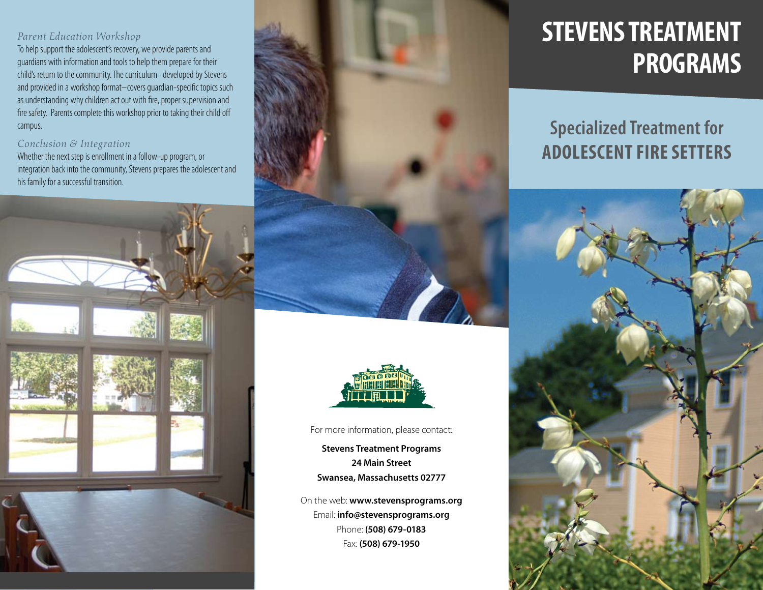*Parent Education Workshop*

To help support the adolescent's recovery, we provide parents and guardians with information and tools to help them prepare for their child's return to the community. The curriculum—developed by Stevens and provided in a workshop format—covers guardian-specific topics such as understanding why children act out with fire, proper supervision and fire safety. Parents complete this workshop prior to taking their child off campus.

*Conclusion & Integration*

Whether the next step is enrollment in a follow-up program, or integration back into the community, Stevens prepares the adolescent and his family for a successful transition.

For more information, please contact:

**Stevens Treatment Programs**
**24 Main Street**
**Swansea, Massachusetts 02777**

On the web: **www.stevensprograms.org**
Email: **info@stevensprograms.org**
Phone: **(508) 679-0183**
Fax: **(508) 679-1950**

# STEVENS TREATMENT PROGRAMS

## Specialized Treatment for ADOLESCENT FIRE SETTERS